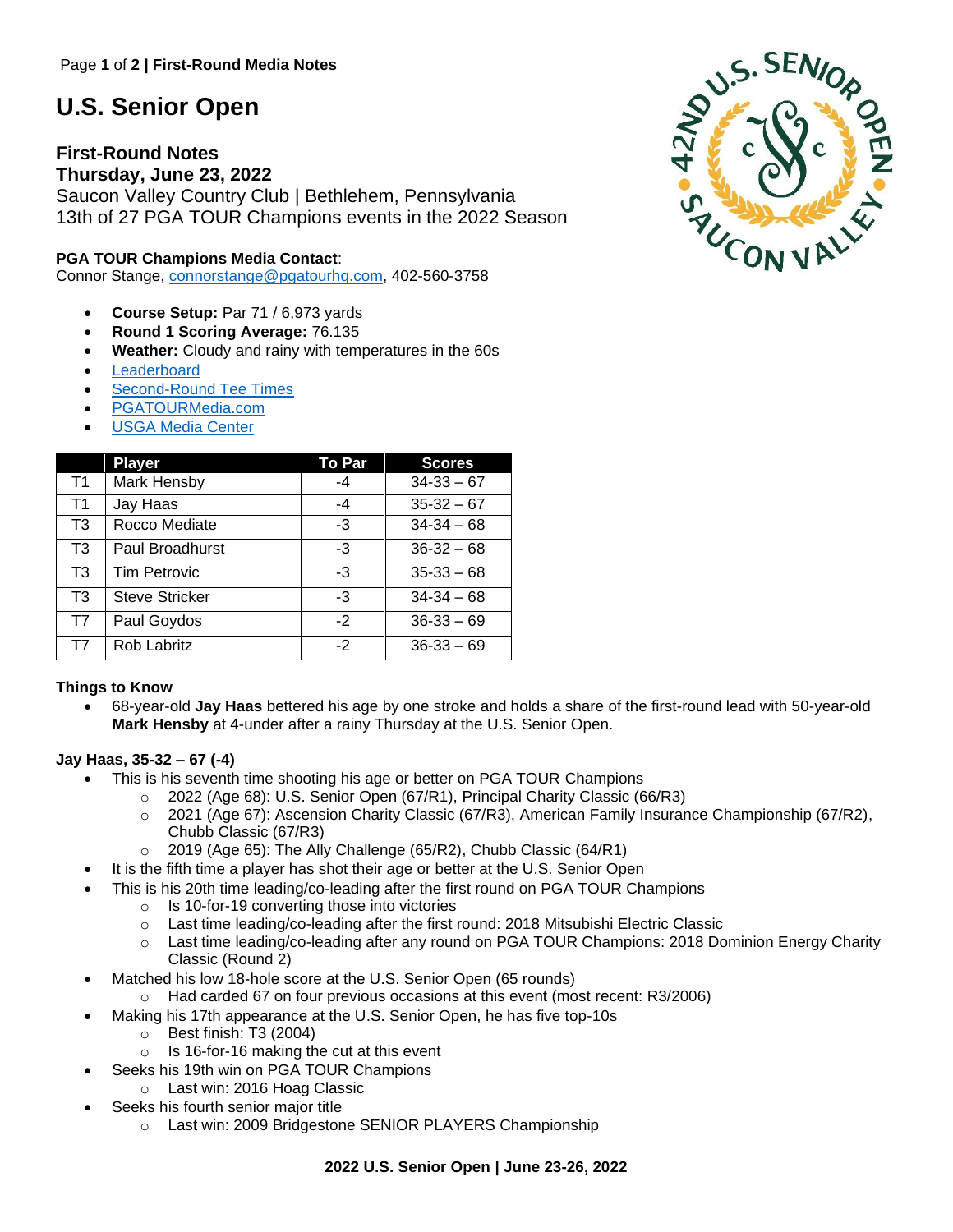# U.S. Senior Open

**First-Round Notes**
**Thursday, June 23, 2022**
Saucon Valley Country Club | Bethlehem, Pennsylvania
13th of 27 PGA TOUR Champions events in the 2022 Season

**PGA TOUR Champions Media Contact**:
Connor Stange, connorstange@pgatourhq.com, 402-560-3758

- **Course Setup:** Par 71 / 6,973 yards
- **Round 1 Scoring Average:** 76.135
- **Weather:** Cloudy and rainy with temperatures in the 60s
- Leaderboard
- Second-Round Tee Times
- PGATOURMedia.com
- USGA Media Center

| | Player | To Par | Scores |
|---|---|---|---|
| T1 | Mark Hensby | -4 | 34-33 – 67 |
| T1 | Jay Haas | -4 | 35-32 – 67 |
| T3 | Rocco Mediate | -3 | 34-34 – 68 |
| T3 | Paul Broadhurst | -3 | 36-32 – 68 |
| T3 | Tim Petrovic | -3 | 35-33 – 68 |
| T3 | Steve Stricker | -3 | 34-34 – 68 |
| T7 | Paul Goydos | -2 | 36-33 – 69 |
| T7 | Rob Labritz | -2 | 36-33 – 69 |

**Things to Know**

- 68-year-old **Jay Haas** bettered his age by one stroke and holds a share of the first-round lead with 50-year-old **Mark Hensby** at 4-under after a rainy Thursday at the U.S. Senior Open.

**Jay Haas, 35-32 – 67 (-4)**

- This is his seventh time shooting his age or better on PGA TOUR Champions
  - 2022 (Age 68): U.S. Senior Open (67/R1), Principal Charity Classic (66/R3)
  - 2021 (Age 67): Ascension Charity Classic (67/R3), American Family Insurance Championship (67/R2), Chubb Classic (67/R3)
  - 2019 (Age 65): The Ally Challenge (65/R2), Chubb Classic (64/R1)
- It is the fifth time a player has shot their age or better at the U.S. Senior Open
- This is his 20th time leading/co-leading after the first round on PGA TOUR Champions
  - Is 10-for-19 converting those into victories
  - Last time leading/co-leading after the first round: 2018 Mitsubishi Electric Classic
  - Last time leading/co-leading after any round on PGA TOUR Champions: 2018 Dominion Energy Charity Classic (Round 2)
- Matched his low 18-hole score at the U.S. Senior Open (65 rounds)
  - Had carded 67 on four previous occasions at this event (most recent: R3/2006)
- Making his 17th appearance at the U.S. Senior Open, he has five top-10s
  - Best finish: T3 (2004)
  - Is 16-for-16 making the cut at this event
- Seeks his 19th win on PGA TOUR Champions
  - Last win: 2016 Hoag Classic
- Seeks his fourth senior major title
  - Last win: 2009 Bridgestone SENIOR PLAYERS Championship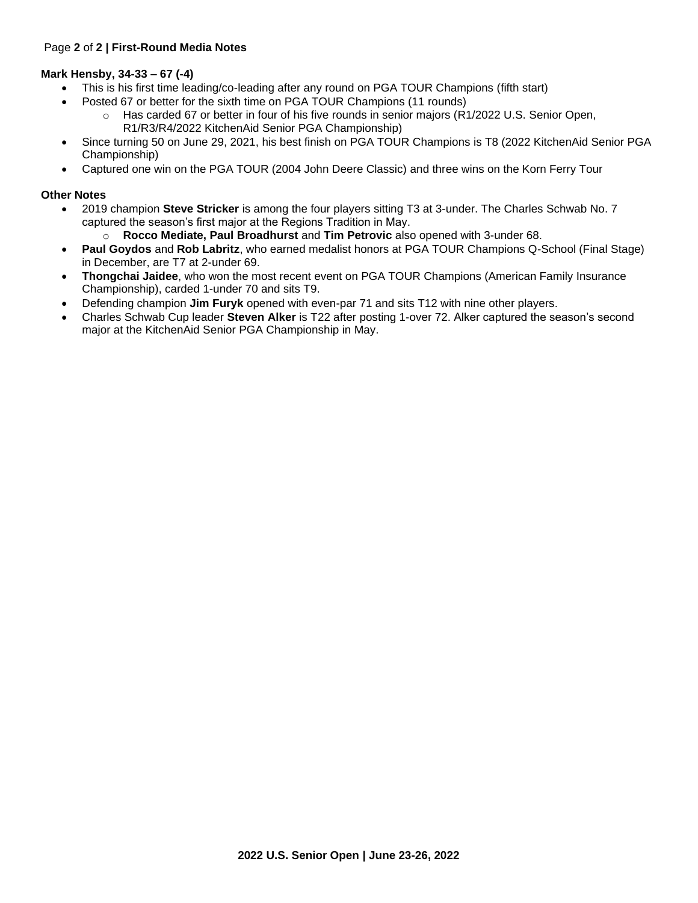**Mark Hensby, 34-33 – 67 (-4)**

- This is his first time leading/co-leading after any round on PGA TOUR Champions (fifth start)
- Posted 67 or better for the sixth time on PGA TOUR Champions (11 rounds)
  - Has carded 67 or better in four of his five rounds in senior majors (R1/2022 U.S. Senior Open, R1/R3/R4/2022 KitchenAid Senior PGA Championship)
- Since turning 50 on June 29, 2021, his best finish on PGA TOUR Champions is T8 (2022 KitchenAid Senior PGA Championship)
- Captured one win on the PGA TOUR (2004 John Deere Classic) and three wins on the Korn Ferry Tour

**Other Notes**

- 2019 champion **Steve Stricker** is among the four players sitting T3 at 3-under. The Charles Schwab No. 7 captured the season's first major at the Regions Tradition in May.
  - **Rocco Mediate, Paul Broadhurst** and **Tim Petrovic** also opened with 3-under 68.
- **Paul Goydos** and **Rob Labritz**, who earned medalist honors at PGA TOUR Champions Q-School (Final Stage) in December, are T7 at 2-under 69.
- **Thongchai Jaidee**, who won the most recent event on PGA TOUR Champions (American Family Insurance Championship), carded 1-under 70 and sits T9.
- Defending champion **Jim Furyk** opened with even-par 71 and sits T12 with nine other players.
- Charles Schwab Cup leader **Steven Alker** is T22 after posting 1-over 72. Alker captured the season's second major at the KitchenAid Senior PGA Championship in May.